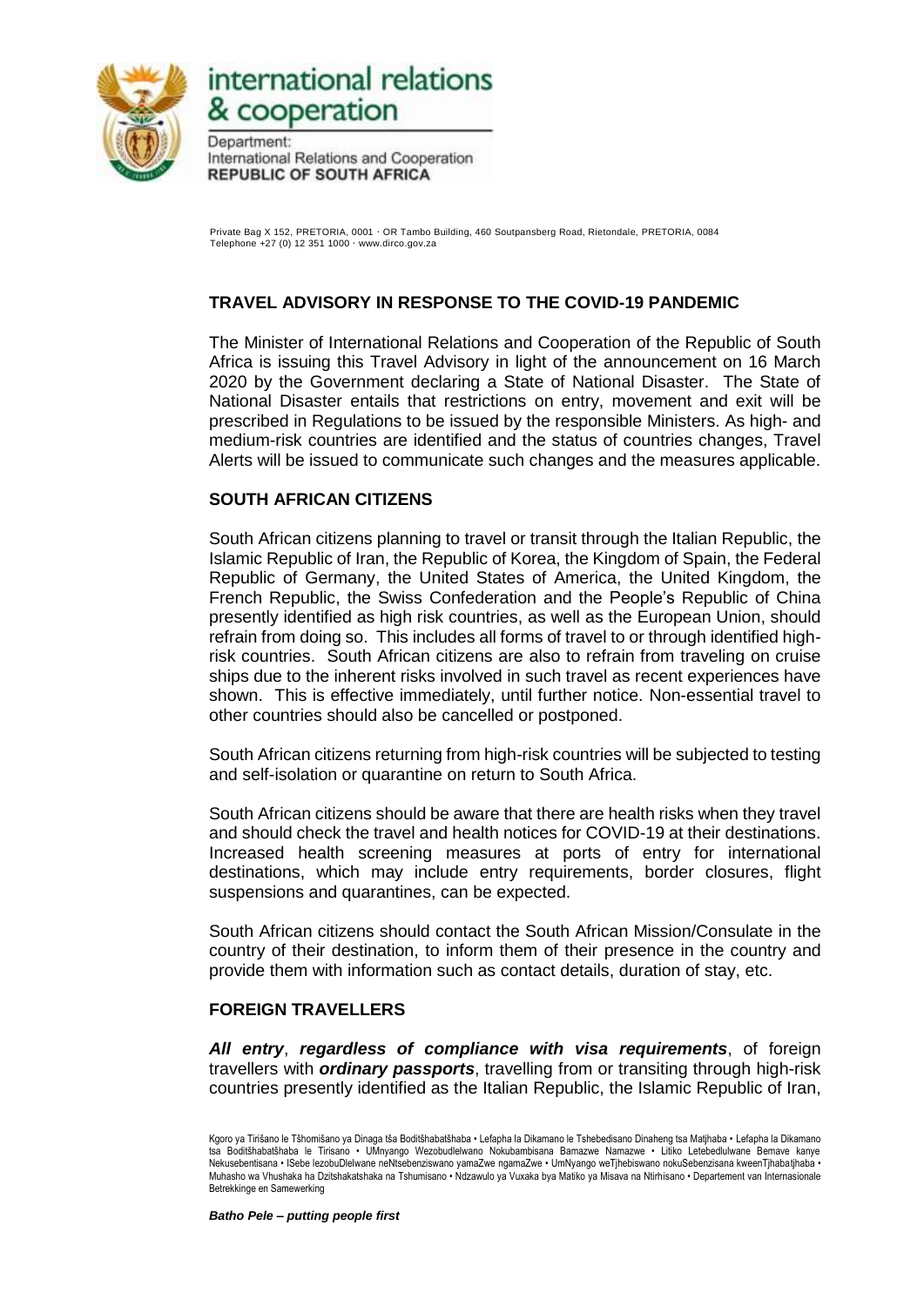# international relations & cooperation

Department:
International Relations and Cooperation
**REPUBLIC OF SOUTH AFRICA**

Private Bag X 152, PRETORIA, 0001 · OR Tambo Building, 460 Soutpansberg Road, Rietondale, PRETORIA, 0084
Telephone +27 (0) 12 351 1000 · www.dirco.gov.za

## TRAVEL ADVISORY IN RESPONSE TO THE COVID-19 PANDEMIC

The Minister of International Relations and Cooperation of the Republic of South Africa is issuing this Travel Advisory in light of the announcement on 16 March 2020 by the Government declaring a State of National Disaster. The State of National Disaster entails that restrictions on entry, movement and exit will be prescribed in Regulations to be issued by the responsible Ministers. As high- and medium-risk countries are identified and the status of countries changes, Travel Alerts will be issued to communicate such changes and the measures applicable.

## SOUTH AFRICAN CITIZENS

South African citizens planning to travel or transit through the Italian Republic, the Islamic Republic of Iran, the Republic of Korea, the Kingdom of Spain, the Federal Republic of Germany, the United States of America, the United Kingdom, the French Republic, the Swiss Confederation and the People's Republic of China presently identified as high risk countries, as well as the European Union, should refrain from doing so. This includes all forms of travel to or through identified high-risk countries. South African citizens are also to refrain from traveling on cruise ships due to the inherent risks involved in such travel as recent experiences have shown. This is effective immediately, until further notice. Non-essential travel to other countries should also be cancelled or postponed.

South African citizens returning from high-risk countries will be subjected to testing and self-isolation or quarantine on return to South Africa.

South African citizens should be aware that there are health risks when they travel and should check the travel and health notices for COVID-19 at their destinations. Increased health screening measures at ports of entry for international destinations, which may include entry requirements, border closures, flight suspensions and quarantines, can be expected.

South African citizens should contact the South African Mission/Consulate in the country of their destination, to inform them of their presence in the country and provide them with information such as contact details, duration of stay, etc.

## FOREIGN TRAVELLERS

***All entry***, ***regardless of compliance with visa requirements***, of foreign travellers with ***ordinary passports***, travelling from or transiting through high-risk countries presently identified as the Italian Republic, the Islamic Republic of Iran,

Kgoro ya Tirišano le Tšhomišano ya Dinaga tša Boditšhabatšhaba • Lefapha la Dikamano le Tshebedisano Dinaheng tsa Matjhaba • Lefapha la Dikamano tsa Boditšhabatšhaba le Tirisano • UMnyango Wezobudlelwano Nokubambisana Bamazwe Namazwe • Litiko Letebedlulwane Bemave kanye Nekusebentisana • ISebe lezobuDlelwane neNtsebenziswano yamaZwe ngamaZwe • UmNyango weTjhebiswano nokuSebenzisana kweenTjhabatjhaba • Muhasho wa Vhushaka ha Dzitshakatshaka na Tshumisano • Ndzawulo ya Vuxaka bya Matiko ya Misava na Ntirhisano • Departement van Internasionale Betrekkinge en Samewerking

***Batho Pele – putting people first***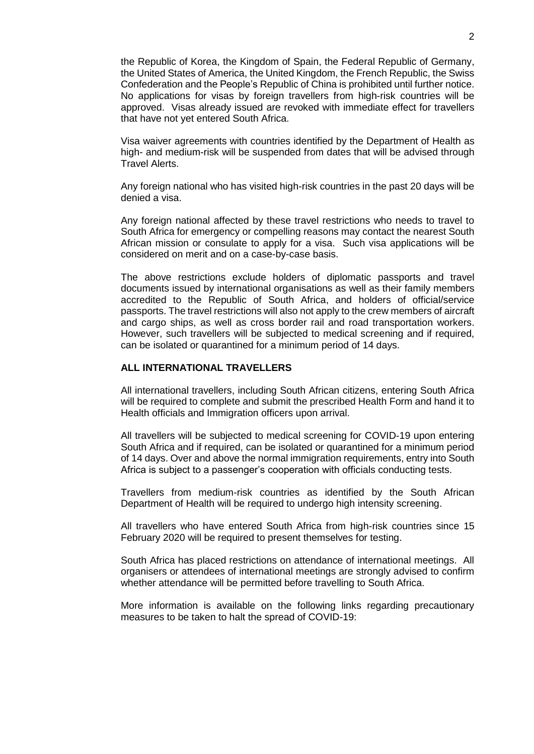the Republic of Korea, the Kingdom of Spain, the Federal Republic of Germany, the United States of America, the United Kingdom, the French Republic, the Swiss Confederation and the People's Republic of China is prohibited until further notice. No applications for visas by foreign travellers from high-risk countries will be approved. Visas already issued are revoked with immediate effect for travellers that have not yet entered South Africa.

Visa waiver agreements with countries identified by the Department of Health as high- and medium-risk will be suspended from dates that will be advised through Travel Alerts.

Any foreign national who has visited high-risk countries in the past 20 days will be denied a visa.

Any foreign national affected by these travel restrictions who needs to travel to South Africa for emergency or compelling reasons may contact the nearest South African mission or consulate to apply for a visa. Such visa applications will be considered on merit and on a case-by-case basis.

The above restrictions exclude holders of diplomatic passports and travel documents issued by international organisations as well as their family members accredited to the Republic of South Africa, and holders of official/service passports. The travel restrictions will also not apply to the crew members of aircraft and cargo ships, as well as cross border rail and road transportation workers. However, such travellers will be subjected to medical screening and if required, can be isolated or quarantined for a minimum period of 14 days.

**ALL INTERNATIONAL TRAVELLERS**

All international travellers, including South African citizens, entering South Africa will be required to complete and submit the prescribed Health Form and hand it to Health officials and Immigration officers upon arrival.

All travellers will be subjected to medical screening for COVID-19 upon entering South Africa and if required, can be isolated or quarantined for a minimum period of 14 days. Over and above the normal immigration requirements, entry into South Africa is subject to a passenger's cooperation with officials conducting tests.

Travellers from medium-risk countries as identified by the South African Department of Health will be required to undergo high intensity screening.

All travellers who have entered South Africa from high-risk countries since 15 February 2020 will be required to present themselves for testing.

South Africa has placed restrictions on attendance of international meetings. All organisers or attendees of international meetings are strongly advised to confirm whether attendance will be permitted before travelling to South Africa.

More information is available on the following links regarding precautionary measures to be taken to halt the spread of COVID-19: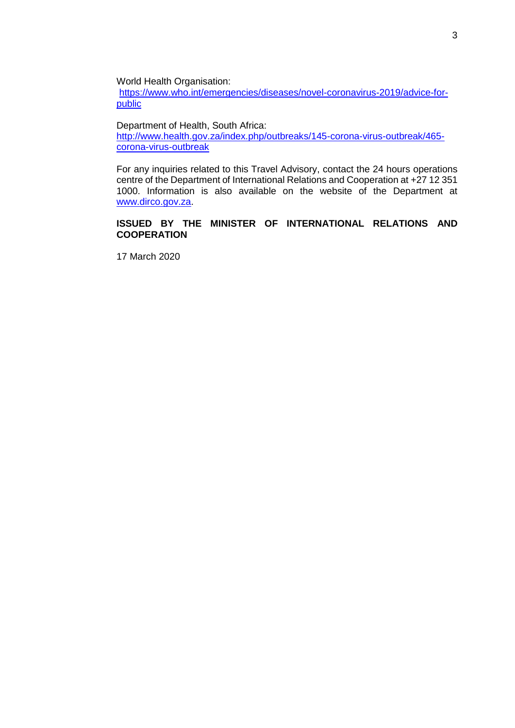World Health Organisation:
[https://www.who.int/emergencies/diseases/novel-coronavirus-2019/advice-for-public](https://www.who.int/emergencies/diseases/novel-coronavirus-2019/advice-for-public)

Department of Health, South Africa:
[http://www.health.gov.za/index.php/outbreaks/145-corona-virus-outbreak/465-corona-virus-outbreak](http://www.health.gov.za/index.php/outbreaks/145-corona-virus-outbreak/465-corona-virus-outbreak)

For any inquiries related to this Travel Advisory, contact the 24 hours operations centre of the Department of International Relations and Cooperation at +27 12 351 1000. Information is also available on the website of the Department at [www.dirco.gov.za](http://www.dirco.gov.za).

**ISSUED BY THE MINISTER OF INTERNATIONAL RELATIONS AND COOPERATION**

17 March 2020